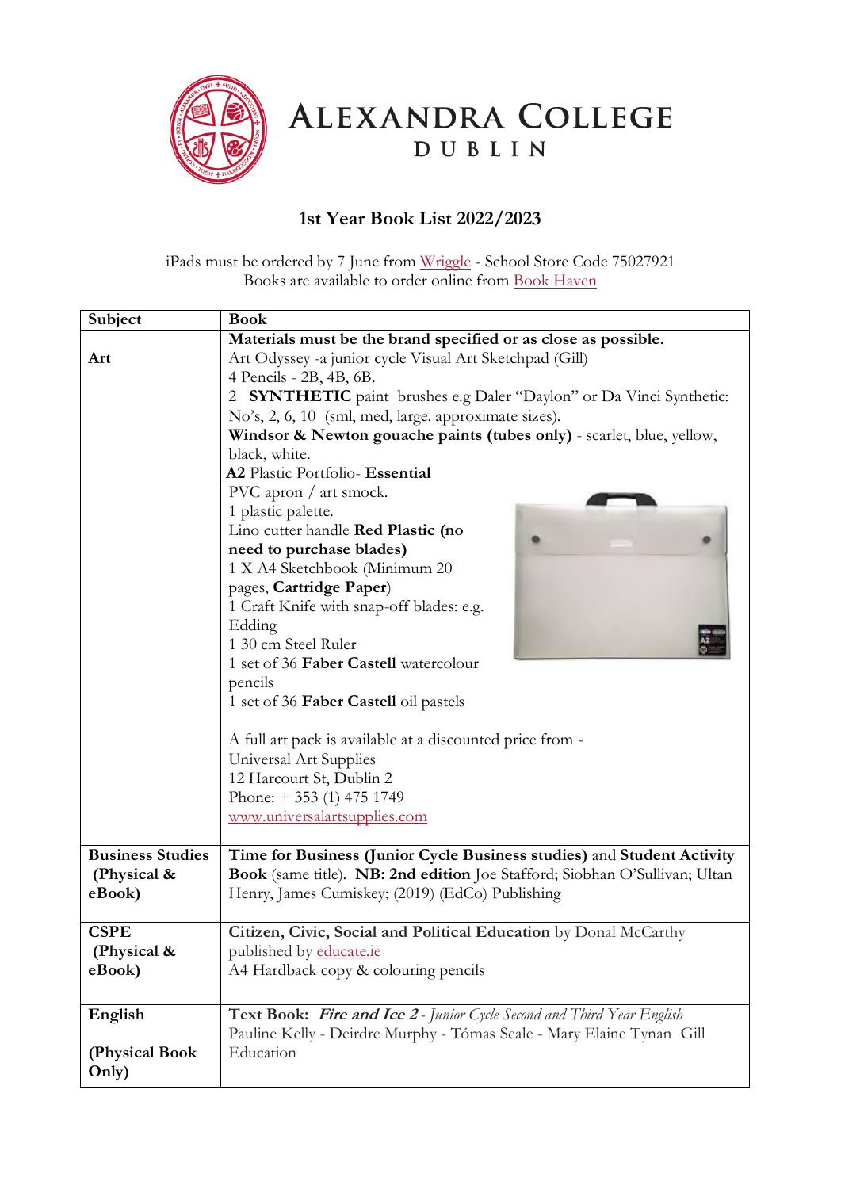# ALEXANDRA COLLEGE
## DUBLIN

## 1st Year Book List 2022/2023

iPads must be ordered by 7 June from Wriggle - School Store Code 75027921
Books are available to order online from Book Haven

| Subject | Book |
|---|---|
| **Art** | **Materials must be the brand specified or as close as possible.**<br>Art Odyssey -a junior cycle Visual Art Sketchpad (Gill)<br>4 Pencils - 2B, 4B, 6B.<br>2 **SYNTHETIC** paint brushes e.g Daler "Daylon" or Da Vinci Synthetic: No's, 2, 6, 10 (sml, med, large. approximate sizes).<br>**Windsor & Newton gouache paints (tubes only)** - scarlet, blue, yellow, black, white.<br>**A2** Plastic Portfolio- **Essential**<br>PVC apron / art smock.<br>1 plastic palette.<br>Lino cutter handle **Red Plastic (no need to purchase blades)**<br>1 X A4 Sketchbook (Minimum 20 pages, **Cartridge Paper**)<br>1 Craft Knife with snap-off blades: e.g. Edding<br>1 30 cm Steel Ruler<br>1 set of 36 **Faber Castell** watercolour pencils<br>1 set of 36 **Faber Castell** oil pastels<br><br>A full art pack is available at a discounted price from -<br>Universal Art Supplies<br>12 Harcourt St, Dublin 2<br>Phone: + 353 (1) 475 1749<br>www.universalartsupplies.com |
| **Business Studies (Physical & eBook)** | **Time for Business (Junior Cycle Business studies)** and **Student Activity Book** (same title). **NB: 2nd edition** Joe Stafford; Siobhan O'Sullivan; Ultan Henry, James Cumiskey; (2019) (EdCo) Publishing |
| **CSPE (Physical & eBook)** | **Citizen, Civic, Social and Political Education** by Donal McCarthy published by educate.ie<br>A4 Hardback copy & colouring pencils |
| **English**<br><br>**(Physical Book Only)** | **Text Book:** ***Fire and Ice 2*** *- Junior Cycle Second and Third Year English*<br>Pauline Kelly - Deirdre Murphy - Tómas Seale - Mary Elaine Tynan Gill Education |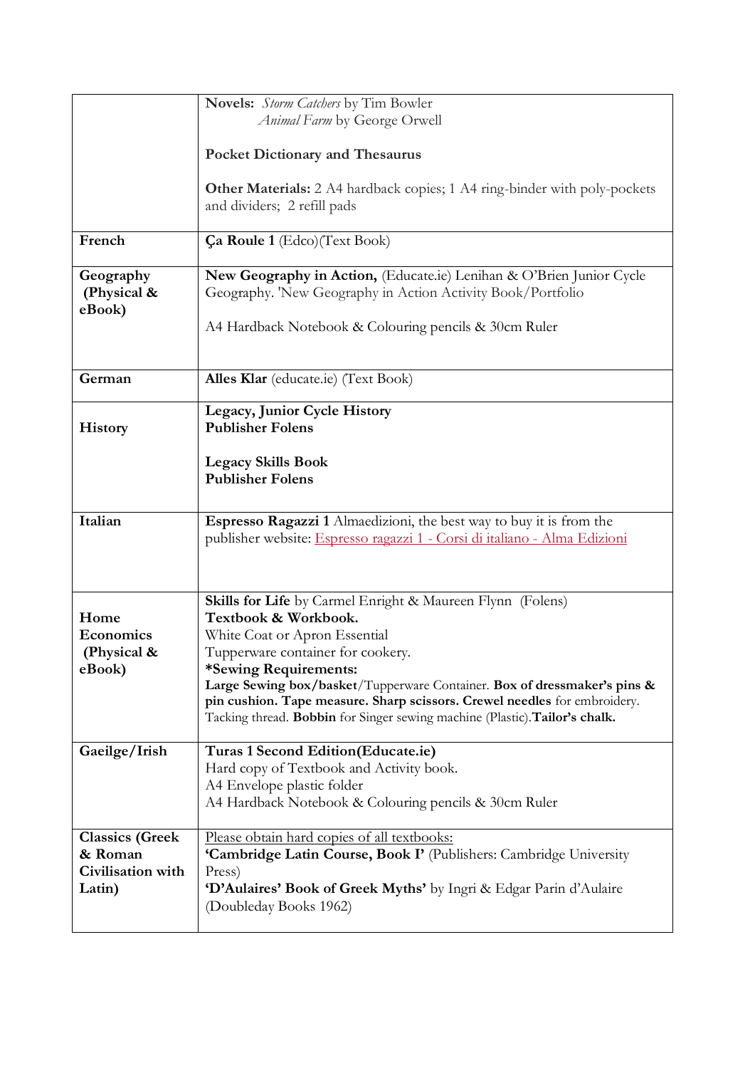| | |
|---|---|
| | **Novels:** *Storm Catchers* by Tim Bowler<br>*Animal Farm* by George Orwell<br><br>**Pocket Dictionary and Thesaurus**<br><br>**Other Materials:** 2 A4 hardback copies; 1 A4 ring-binder with poly-pockets and dividers; 2 refill pads |
| **French** | **Ça Roule 1** (Edco)(Text Book) |
| **Geography (Physical & eBook)** | **New Geography in Action,** (Educate.ie) Lenihan & O'Brien Junior Cycle Geography. 'New Geography in Action Activity Book/Portfolio<br><br>A4 Hardback Notebook & Colouring pencils & 30cm Ruler |
| **German** | **Alles Klar** (educate.ie) (Text Book) |
| **History** | **Legacy, Junior Cycle History**<br>**Publisher Folens**<br><br>**Legacy Skills Book**<br>**Publisher Folens** |
| **Italian** | **Espresso Ragazzi 1** Almaedizioni, the best way to buy it is from the publisher website: Espresso ragazzi 1 - Corsi di italiano - Alma Edizioni |
| **Home Economics (Physical & eBook)** | **Skills for Life** by Carmel Enright & Maureen Flynn (Folens)<br>**Textbook & Workbook.**<br>White Coat or Apron Essential<br>Tupperware container for cookery.<br>**\*Sewing Requirements:**<br>**Large Sewing box/basket**/Tupperware Container. **Box of dressmaker's pins & pin cushion. Tape measure. Sharp scissors. Crewel needles** for embroidery. Tacking thread. **Bobbin** for Singer sewing machine (Plastic).**Tailor's chalk.** |
| **Gaeilge/Irish** | **Turas 1 Second Edition(Educate.ie)**<br>Hard copy of Textbook and Activity book.<br>A4 Envelope plastic folder<br>A4 Hardback Notebook & Colouring pencils & 30cm Ruler |
| **Classics (Greek & Roman Civilisation with Latin)** | Please obtain hard copies of all textbooks:<br>**'Cambridge Latin Course, Book I'** (Publishers: Cambridge University Press)<br>**'D'Aulaires' Book of Greek Myths'** by Ingri & Edgar Parin d'Aulaire (Doubleday Books 1962) |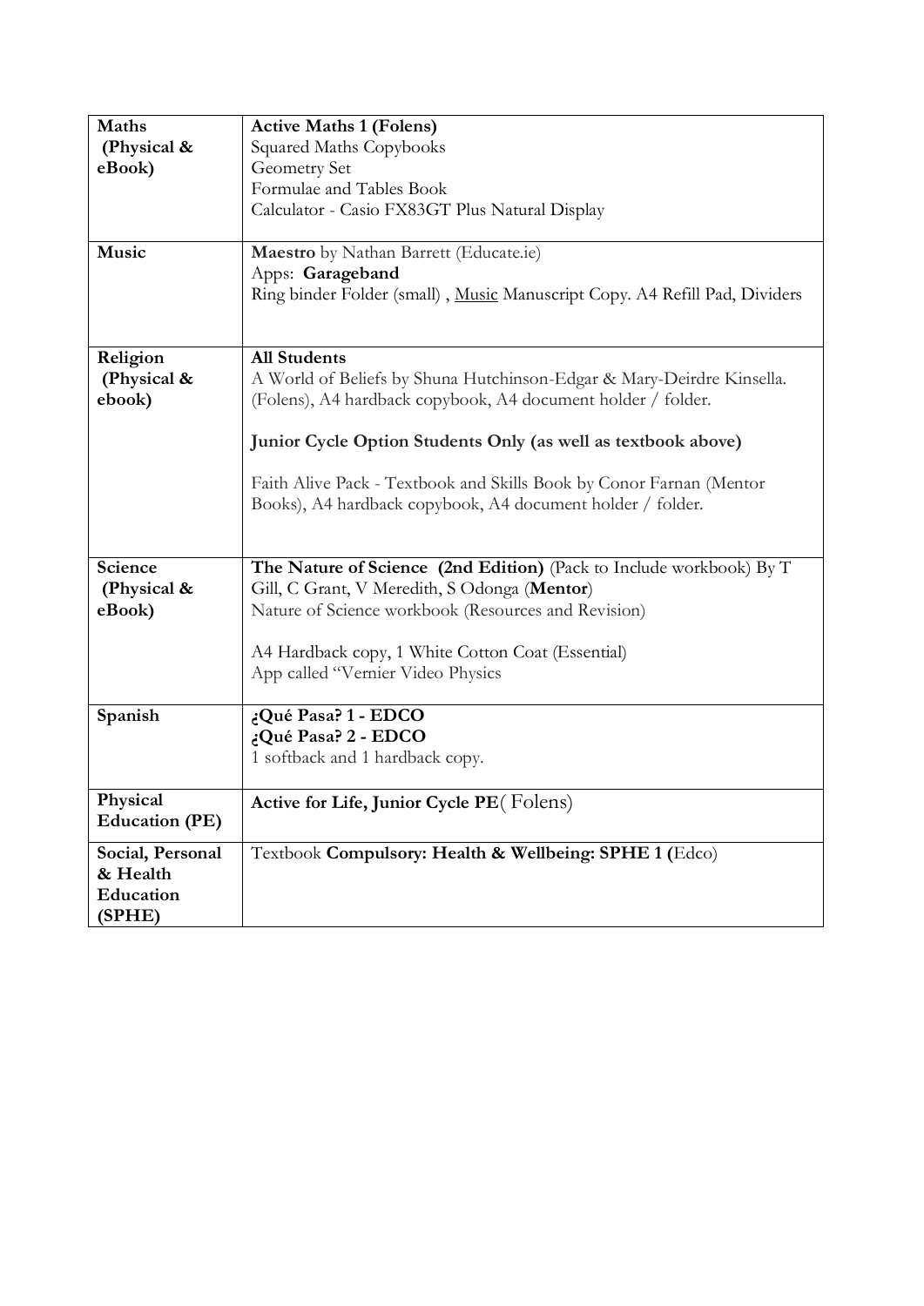| | |
|---|---|
| **Maths (Physical & eBook)** | **Active Maths 1 (Folens)**<br>Squared Maths Copybooks<br>Geometry Set<br>Formulae and Tables Book<br>Calculator - Casio FX83GT Plus Natural Display |
| **Music** | **Maestro** by Nathan Barrett (Educate.ie)<br>Apps: **Garageband**<br>Ring binder Folder (small) , Music Manuscript Copy. A4 Refill Pad, Dividers |
| **Religion (Physical & ebook)** | **All Students**<br>A World of Beliefs by Shuna Hutchinson-Edgar & Mary-Deirdre Kinsella. (Folens), A4 hardback copybook, A4 document holder / folder.<br><br>**Junior Cycle Option Students Only (as well as textbook above)**<br><br>Faith Alive Pack - Textbook and Skills Book by Conor Farnan (Mentor Books), A4 hardback copybook, A4 document holder / folder. |
| **Science (Physical & eBook)** | **The Nature of Science (2nd Edition)** (Pack to Include workbook) By T Gill, C Grant, V Meredith, S Odonga (**Mentor**)<br>Nature of Science workbook (Resources and Revision)<br><br>A4 Hardback copy, 1 White Cotton Coat (Essential)<br>App called "Vernier Video Physics |
| **Spanish** | **¿Qué Pasa? 1 - EDCO**<br>**¿Qué Pasa? 2 - EDCO**<br>1 softback and 1 hardback copy. |
| **Physical Education (PE)** | **Active for Life, Junior Cycle PE**( Folens) |
| **Social, Personal & Health Education (SPHE)** | Textbook **Compulsory: Health & Wellbeing: SPHE 1 (**Edco) |